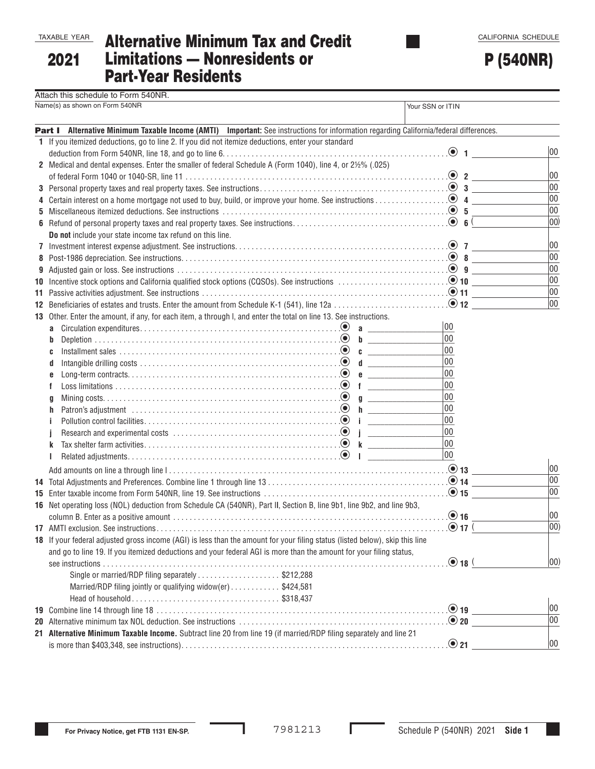TAXABLE YEAR

**2021**

# Alternative Minimum Tax and Credit Limitations — Nonresidents or Part-Year Residents

CALIFORNIA SCHEDULE

# P (540NR)

Attach this schedule to Form 540NR.

Name(s) as shown on Form 540NR | Your SSN or ITIN

**Part I Alternative Minimum Taxable Income (AMTI)** **Important:** See instructions for information regarding California/federal differences.

| | | | |
|---|---|---|---|
| **1** | If you itemized deductions, go to line 2. If you did not itemize deductions, enter your standard deduction from Form 540NR, line 18, and go to line 6 | 1 | 00 |
| **2** | Medical and dental expenses. Enter the smaller of federal Schedule A (Form 1040), line 4, or 2½% (.025) of federal Form 1040 or 1040-SR, line 11 | 2 | 00 |
| **3** | Personal property taxes and real property taxes. See instructions | 3 | 00 |
| **4** | Certain interest on a home mortgage not used to buy, build, or improve your home. See instructions | 4 | 00 |
| **5** | Miscellaneous itemized deductions. See instructions | 5 | 00 |
| **6** | Refund of personal property taxes and real property taxes. See instructions. **Do not** include your state income tax refund on this line. | 6 | ( 00) |
| **7** | Investment interest expense adjustment. See instructions | 7 | 00 |
| **8** | Post-1986 depreciation. See instructions | 8 | 00 |
| **9** | Adjusted gain or loss. See instructions | 9 | 00 |
| **10** | Incentive stock options and California qualified stock options (CQSOs). See instructions | 10 | 00 |
| **11** | Passive activities adjustment. See instructions | 11 | 00 |
| **12** | Beneficiaries of estates and trusts. Enter the amount from Schedule K-1 (541), line 12a | 12 | 00 |

**13** Other. Enter the amount, if any, for each item, a through l, and enter the total on line 13. See instructions.

| | | | |
|---|---|---|---|
| **a** | Circulation expenditures | a | 00 |
| **b** | Depletion | b | 00 |
| **c** | Installment sales | c | 00 |
| **d** | Intangible drilling costs | d | 00 |
| **e** | Long-term contracts | e | 00 |
| **f** | Loss limitations | f | 00 |
| **g** | Mining costs | g | 00 |
| **h** | Patron's adjustment | h | 00 |
| **i** | Pollution control facilities | i | 00 |
| **j** | Research and experimental costs | j | 00 |
| **k** | Tax shelter farm activities | k | 00 |
| **l** | Related adjustments | l | 00 |

| | | | |
|---|---|---|---|
| | Add amounts on line a through line l | 13 | 00 |
| **14** | Total Adjustments and Preferences. Combine line 1 through line 13 | 14 | 00 |
| **15** | Enter taxable income from Form 540NR, line 19. See instructions | 15 | 00 |
| **16** | Net operating loss (NOL) deduction from Schedule CA (540NR), Part II, Section B, line 9b1, line 9b2, and line 9b3, column B. Enter as a positive amount | 16 | 00 |
| **17** | AMTI exclusion. See instructions | 17 | ( 00) |
| **18** | If your federal adjusted gross income (AGI) is less than the amount for your filing status (listed below), skip this line and go to line 19. If you itemized deductions and your federal AGI is more than the amount for your filing status, see instructions | 18 | ( 00) |

Single or married/RDP filing separately . . . . . . . . . . $212,288
Married/RDP filing jointly or qualifying widow(er) . . . . . . $424,581
Head of household . . . . . . . . . . . . . . . . . . $318,437

| | | | |
|---|---|---|---|
| **19** | Combine line 14 through line 18 | 19 | 00 |
| **20** | Alternative minimum tax NOL deduction. See instructions | 20 | 00 |
| **21** | **Alternative Minimum Taxable Income.** Subtract line 20 from line 19 (if married/RDP filing separately and line 21 is more than $403,348, see instructions) | 21 | 00 |

For Privacy Notice, get FTB 1131 EN-SP.

7981213

Schedule P (540NR) 2021 **Side 1**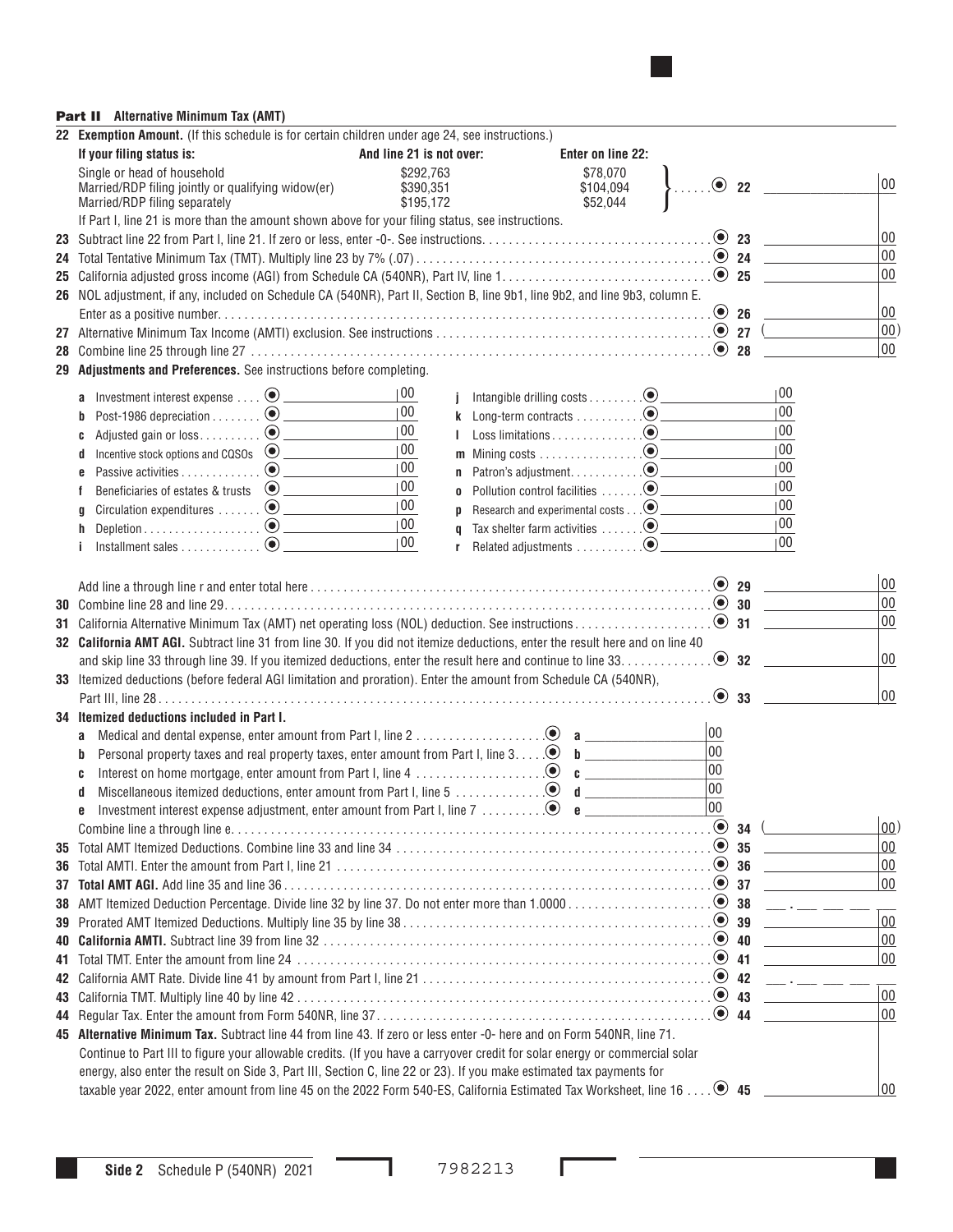## Part II Alternative Minimum Tax (AMT)

**22 Exemption Amount.** (If this schedule is for certain children under age 24, see instructions.)

| If your filing status is: | And line 21 is not over: | Enter on line 22: |
|---|---|---|
| Single or head of household | $292,763 | $78,070 |
| Married/RDP filing jointly or qualifying widow(er) | $390,351 | $104,094 |
| Married/RDP filing separately | $195,172 | $52,044 |

..... 22 ______ 00

If Part I, line 21 is more than the amount shown above for your filing status, see instructions.

**23** Subtract line 22 from Part I, line 21. If zero or less, enter -0-. See instructions. .......... 23 ______ 00

**24** Total Tentative Minimum Tax (TMT). Multiply line 23 by 7% (.07) .......... 24 ______ 00

**25** California adjusted gross income (AGI) from Schedule CA (540NR), Part IV, line 1 .......... 25 ______ 00

**26** NOL adjustment, if any, included on Schedule CA (540NR), Part II, Section B, line 9b1, line 9b2, and line 9b3, column E. Enter as a positive number. .......... 26 ______ 00

**27** Alternative Minimum Tax Income (AMTI) exclusion. See instructions .......... 27 ( ______ 00)

**28** Combine line 25 through line 27 .......... 28 ______ 00

**29 Adjustments and Preferences.** See instructions before completing.

| | | |
|---|---|---|
| a Investment interest expense | ______ | 00 |
| b Post-1986 depreciation | ______ | 00 |
| c Adjusted gain or loss | ______ | 00 |
| d Incentive stock options and CQSOs | ______ | 00 |
| e Passive activities | ______ | 00 |
| f Beneficiaries of estates & trusts | ______ | 00 |
| g Circulation expenditures | ______ | 00 |
| h Depletion | ______ | 00 |
| i Installment sales | ______ | 00 |
| j Intangible drilling costs | ______ | 00 |
| k Long-term contracts | ______ | 00 |
| l Loss limitations | ______ | 00 |
| m Mining costs | ______ | 00 |
| n Patron's adjustment | ______ | 00 |
| o Pollution control facilities | ______ | 00 |
| p Research and experimental costs | ______ | 00 |
| q Tax shelter farm activities | ______ | 00 |
| r Related adjustments | ______ | 00 |

Add line a through line r and enter total here .......... 29 ______ 00

**30** Combine line 28 and line 29 .......... 30 ______ 00

**31** California Alternative Minimum Tax (AMT) net operating loss (NOL) deduction. See instructions .......... 31 ______ 00

**32 California AMT AGI.** Subtract line 31 from line 30. If you did not itemize deductions, enter the result here and on line 40 and skip line 33 through line 39. If you itemized deductions, enter the result here and continue to line 33. .......... 32 ______ 00

**33** Itemized deductions (before federal AGI limitation and proration). Enter the amount from Schedule CA (540NR), Part III, line 28 .......... 33 ______ 00

**34 Itemized deductions included in Part I.**

a Medical and dental expense, enter amount from Part I, line 2 .......... a ______ 00

b Personal property taxes and real property taxes, enter amount from Part I, line 3 .......... b ______ 00

c Interest on home mortgage, enter amount from Part I, line 4 .......... c ______ 00

d Miscellaneous itemized deductions, enter amount from Part I, line 5 .......... d ______ 00

e Investment interest expense adjustment, enter amount from Part I, line 7 .......... e ______ 00

Combine line a through line e .......... 34 ( ______ 00)

**35** Total AMT Itemized Deductions. Combine line 33 and line 34 .......... 35 ______ 00

**36** Total AMTI. Enter the amount from Part I, line 21 .......... 36 ______ 00

**37 Total AMT AGI.** Add line 35 and line 36 .......... 37 ______ 00

**38** AMT Itemized Deduction Percentage. Divide line 32 by line 37. Do not enter more than 1.0000 .......... 38 __ . __ __ __ __

**39** Prorated AMT Itemized Deductions. Multiply line 35 by line 38 .......... 39 ______ 00

**40 California AMTI.** Subtract line 39 from line 32 .......... 40 ______ 00

**41** Total TMT. Enter the amount from line 24 .......... 41 ______ 00

**42** California AMT Rate. Divide line 41 by amount from Part I, line 21 .......... 42 __ . __ __ __ __

**43** California TMT. Multiply line 40 by line 42 .......... 43 ______ 00

**44** Regular Tax. Enter the amount from Form 540NR, line 37 .......... 44 ______ 00

**45 Alternative Minimum Tax.** Subtract line 44 from line 43. If zero or less enter -0- here and on Form 540NR, line 71. Continue to Part III to figure your allowable credits. (If you have a carryover credit for solar energy or commercial solar energy, also enter the result on Side 3, Part III, Section C, line 22 or 23). If you make estimated tax payments for taxable year 2022, enter amount from line 45 on the 2022 Form 540-ES, California Estimated Tax Worksheet, line 16 .......... 45 ______ 00

Side 2 Schedule P (540NR) 2021 7982213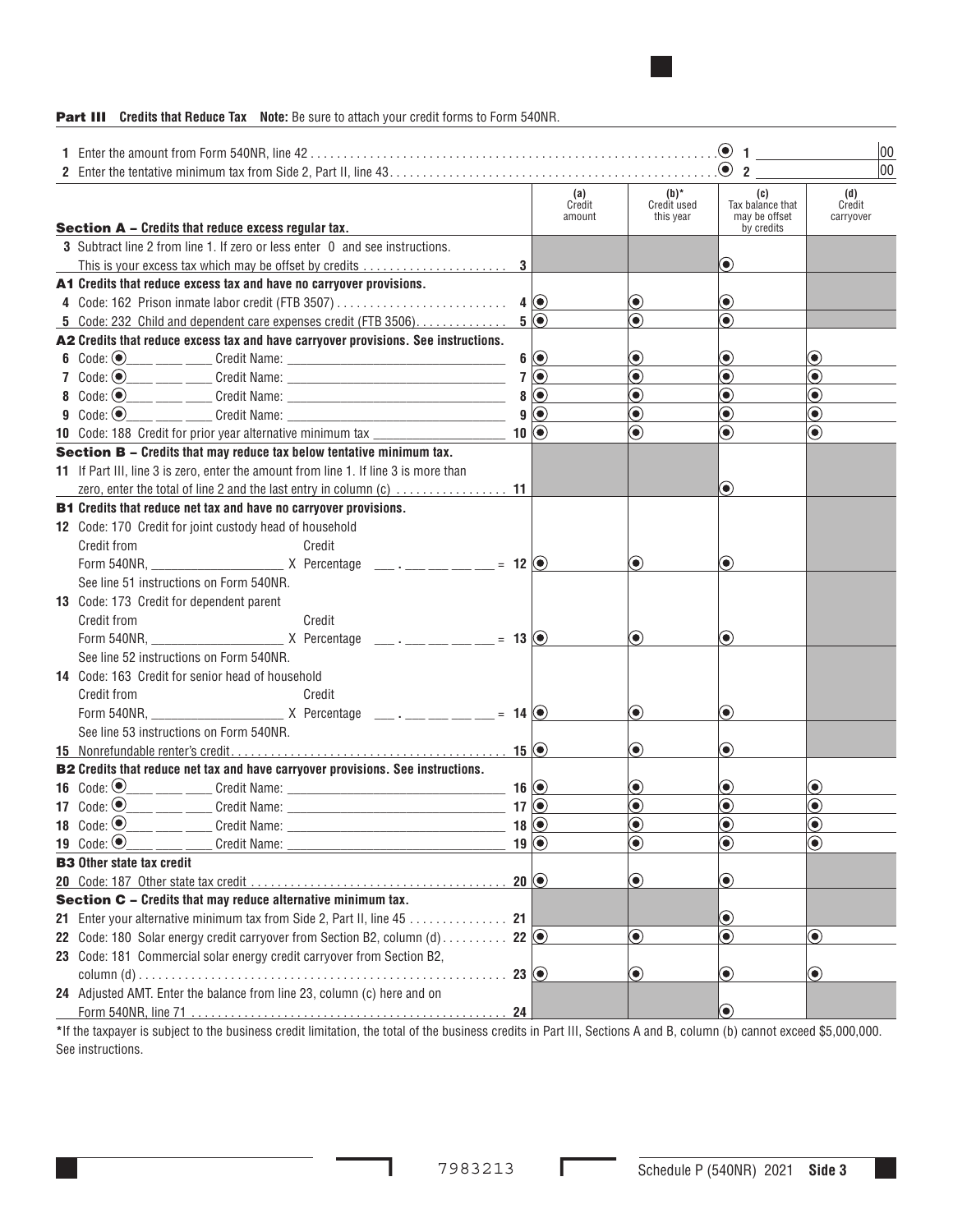## Part III Credits that Reduce Tax **Note:** Be sure to attach your credit forms to Form 540NR.

1 Enter the amount from Form 540NR, line 42 .......... 1 ________ 00

2 Enter the tentative minimum tax from Side 2, Part II, line 43 .......... 2 ________ 00

| | (a) Credit amount | (b)* Credit used this year | (c) Tax balance that may be offset by credits | (d) Credit carryover |
|---|---|---|---|---|
| **Section A – Credits that reduce excess regular tax.** | | | | |
| 3 Subtract line 2 from line 1. If zero or less enter 0 and see instructions. This is your excess tax which may be offset by credits .......... 3 | | | | |
| **A1 Credits that reduce excess tax and have no carryover provisions.** | | | | |
| 4 Code: 162 Prison inmate labor credit (FTB 3507) .......... 4 | | | | |
| 5 Code: 232 Child and dependent care expenses credit (FTB 3506) .......... 5 | | | | |
| **A2 Credits that reduce excess tax and have carryover provisions. See instructions.** | | | | |
| 6 Code: ____ ____ ____ Credit Name: ______________ 6 | | | | |
| 7 Code: ____ ____ ____ Credit Name: ______________ 7 | | | | |
| 8 Code: ____ ____ ____ Credit Name: ______________ 8 | | | | |
| 9 Code: ____ ____ ____ Credit Name: ______________ 9 | | | | |
| 10 Code: 188 Credit for prior year alternative minimum tax ______________ 10 | | | | |
| **Section B – Credits that may reduce tax below tentative minimum tax.** | | | | |
| 11 If Part III, line 3 is zero, enter the amount from line 1. If line 3 is more than zero, enter the total of line 2 and the last entry in column (c) .......... 11 | | | | |
| **B1 Credits that reduce net tax and have no carryover provisions.** | | | | |
| 12 Code: 170 Credit for joint custody head of household. Credit from Form 540NR, ______ X Credit Percentage ___ . ___ ___ ___ ___ = 12. See line 51 instructions on Form 540NR. | | | | |
| 13 Code: 173 Credit for dependent parent. Credit from Form 540NR, ______ X Credit Percentage ___ . ___ ___ ___ ___ = 13. See line 52 instructions on Form 540NR. | | | | |
| 14 Code: 163 Credit for senior head of household. Credit from Form 540NR, ______ X Credit Percentage ___ . ___ ___ ___ ___ = 14. See line 53 instructions on Form 540NR. | | | | |
| 15 Nonrefundable renter's credit .......... 15 | | | | |
| **B2 Credits that reduce net tax and have carryover provisions. See instructions.** | | | | |
| 16 Code: ____ ____ ____ Credit Name: ______________ 16 | | | | |
| 17 Code: ____ ____ ____ Credit Name: ______________ 17 | | | | |
| 18 Code: ____ ____ ____ Credit Name: ______________ 18 | | | | |
| 19 Code: ____ ____ ____ Credit Name: ______________ 19 | | | | |
| **B3 Other state tax credit** | | | | |
| 20 Code: 187 Other state tax credit .......... 20 | | | | |
| **Section C – Credits that may reduce alternative minimum tax.** | | | | |
| 21 Enter your alternative minimum tax from Side 2, Part II, line 45 .......... 21 | | | | |
| 22 Code: 180 Solar energy credit carryover from Section B2, column (d) .......... 22 | | | | |
| 23 Code: 181 Commercial solar energy credit carryover from Section B2, column (d) .......... 23 | | | | |
| 24 Adjusted AMT. Enter the balance from line 23, column (c) here and on Form 540NR, line 71 .......... 24 | | | | |

*If the taxpayer is subject to the business credit limitation, the total of the business credits in Part III, Sections A and B, column (b) cannot exceed $5,000,000. See instructions.

7983213

Schedule P (540NR) 2021 **Side 3**